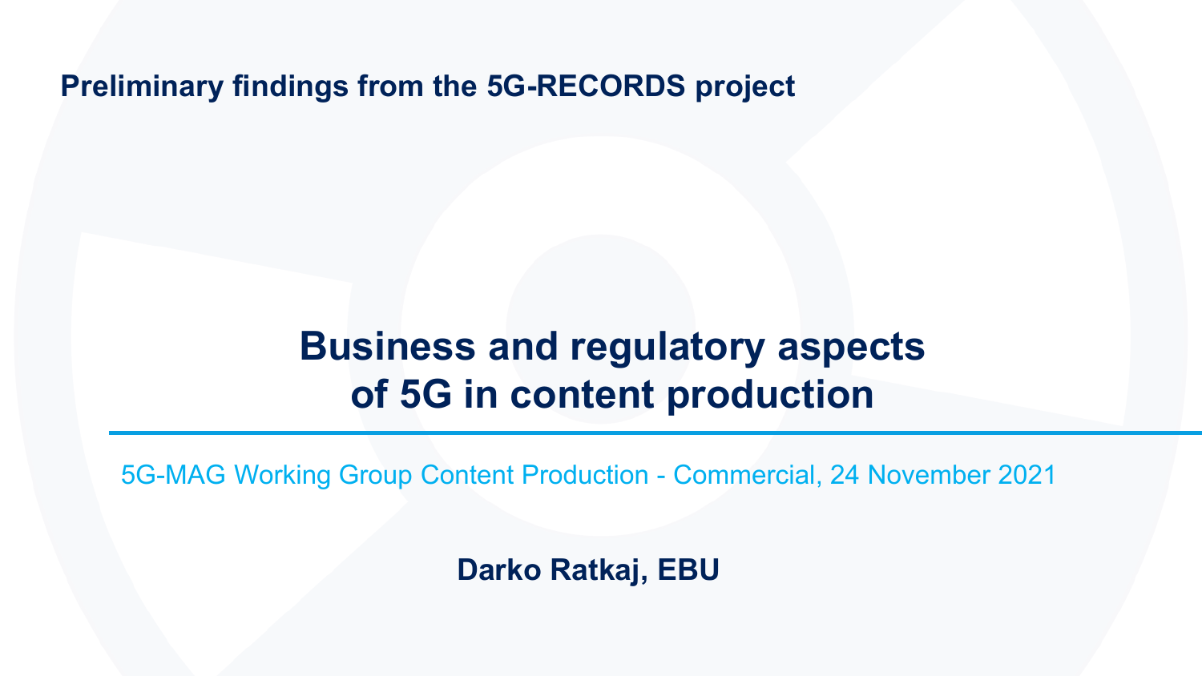**Preliminary findings from the 5G-RECORDS project**

# Business and regulatory aspects of 5G in content production

5G-MAG Working Group Content Production - Commercial, 24 November 2021

**Darko Ratkaj, EBU**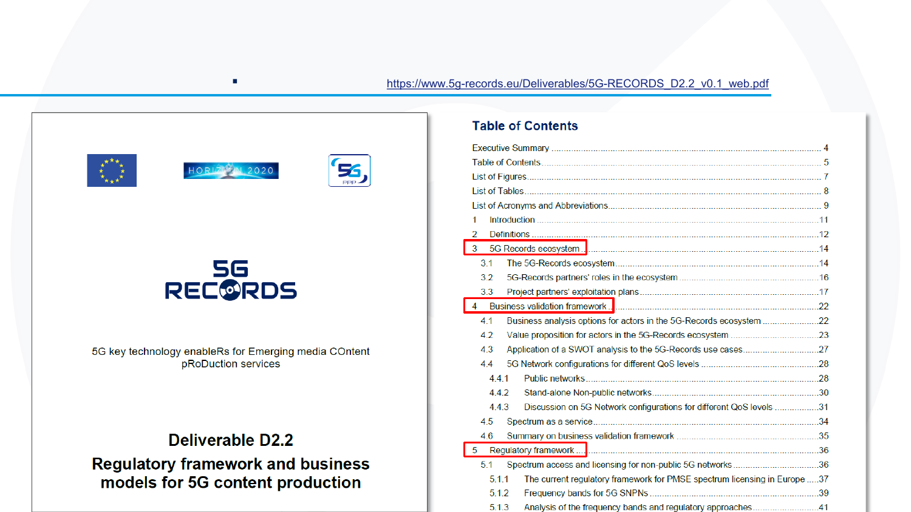https://www.5g-records.eu/Deliverables/5G-RECORDS_D2.2_v0.1_web.pdf

5G RECORDS

5G key technology enableRs for Emerging media COntent pRoDuction services

# Deliverable D2.2

# Regulatory framework and business models for 5G content production

## Table of Contents

- Executive Summary ..... 4
- Table of Contents ..... 5
- List of Figures ..... 7
- List of Tables ..... 8
- List of Acronyms and Abbreviations ..... 9
- 1 Introduction ..... 11
- 2 Definitions ..... 12
- 3 5G Records ecosystem ..... 14
  - 3.1 The 5G-Records ecosystem ..... 14
  - 3.2 5G-Records partners' roles in the ecosystem ..... 16
  - 3.3 Project partners' exploitation plans ..... 17
- 4 Business validation framework ..... 22
  - 4.1 Business analysis options for actors in the 5G-Records ecosystem ..... 22
  - 4.2 Value proposition for actors in the 5G-Records ecosystem ..... 23
  - 4.3 Application of a SWOT analysis to the 5G-Records use cases ..... 27
  - 4.4 5G Network configurations for different QoS levels ..... 28
    - 4.4.1 Public networks ..... 28
    - 4.4.2 Stand-alone Non-public networks ..... 30
    - 4.4.3 Discussion on 5G Network configurations for different QoS levels ..... 31
  - 4.5 Spectrum as a service ..... 34
  - 4.6 Summary on business validation framework ..... 35
- 5 Regulatory framework ..... 36
  - 5.1 Spectrum access and licensing for non-public 5G networks ..... 36
    - 5.1.1 The current regulatory framework for PMSE spectrum licensing in Europe ..... 37
    - 5.1.2 Frequency bands for 5G SNPNs ..... 39
    - 5.1.3 Analysis of the frequency bands and regulatory approaches ..... 41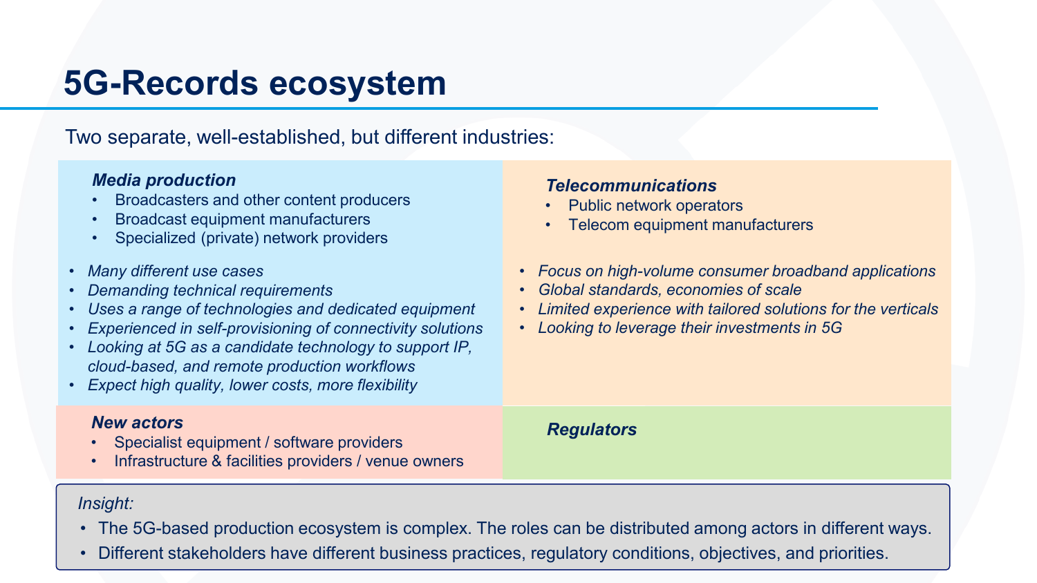# 5G-Records ecosystem

Two separate, well-established, but different industries:

### *Media production*

- Broadcasters and other content producers
- Broadcast equipment manufacturers
- Specialized (private) network providers

- *Many different use cases*
- *Demanding technical requirements*
- *Uses a range of technologies and dedicated equipment*
- *Experienced in self-provisioning of connectivity solutions*
- *Looking at 5G as a candidate technology to support IP, cloud-based, and remote production workflows*
- *Expect high quality, lower costs, more flexibility*

### *Telecommunications*

- Public network operators
- Telecom equipment manufacturers

- *Focus on high-volume consumer broadband applications*
- *Global standards, economies of scale*
- *Limited experience with tailored solutions for the verticals*
- *Looking to leverage their investments in 5G*

### *New actors*

- Specialist equipment / software providers
- Infrastructure & facilities providers / venue owners

### *Regulators*

*Insight:*

- The 5G-based production ecosystem is complex. The roles can be distributed among actors in different ways.
- Different stakeholders have different business practices, regulatory conditions, objectives, and priorities.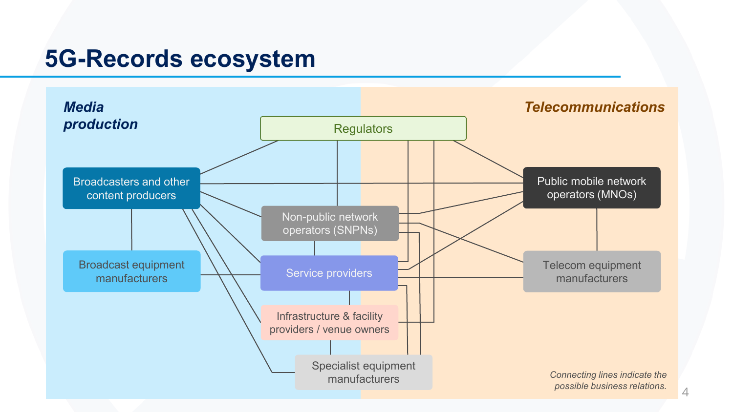# 5G-Records ecosystem

*Media production*

*Telecommunications*

Regulators

Broadcasters and other content producers

Public mobile network operators (MNOs)

Non-public network operators (SNPNs)

Broadcast equipment manufacturers

Service providers

Telecom equipment manufacturers

Infrastructure & facility providers / venue owners

Specialist equipment manufacturers

*Connecting lines indicate the possible business relations.*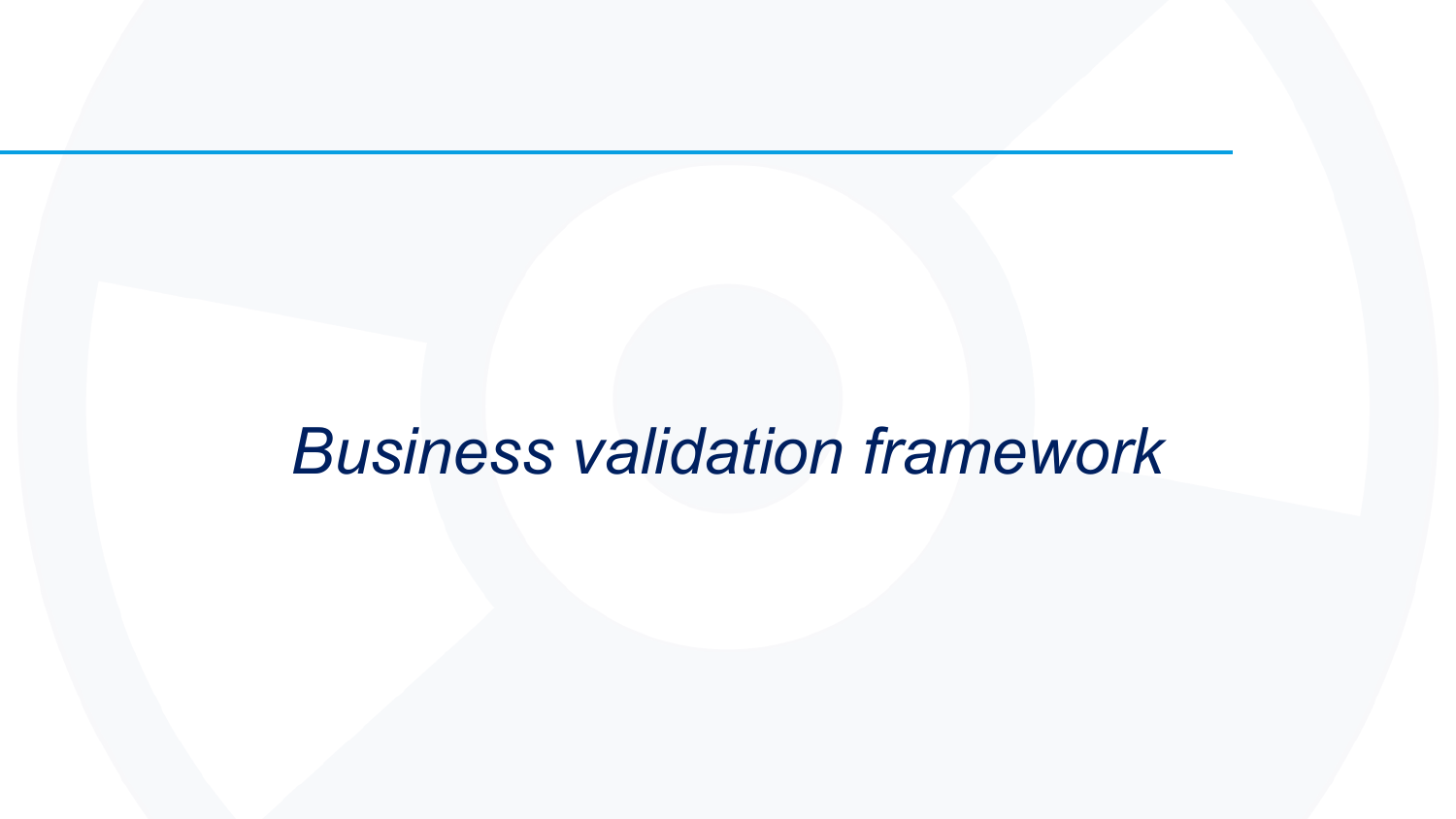# *Business validation framework*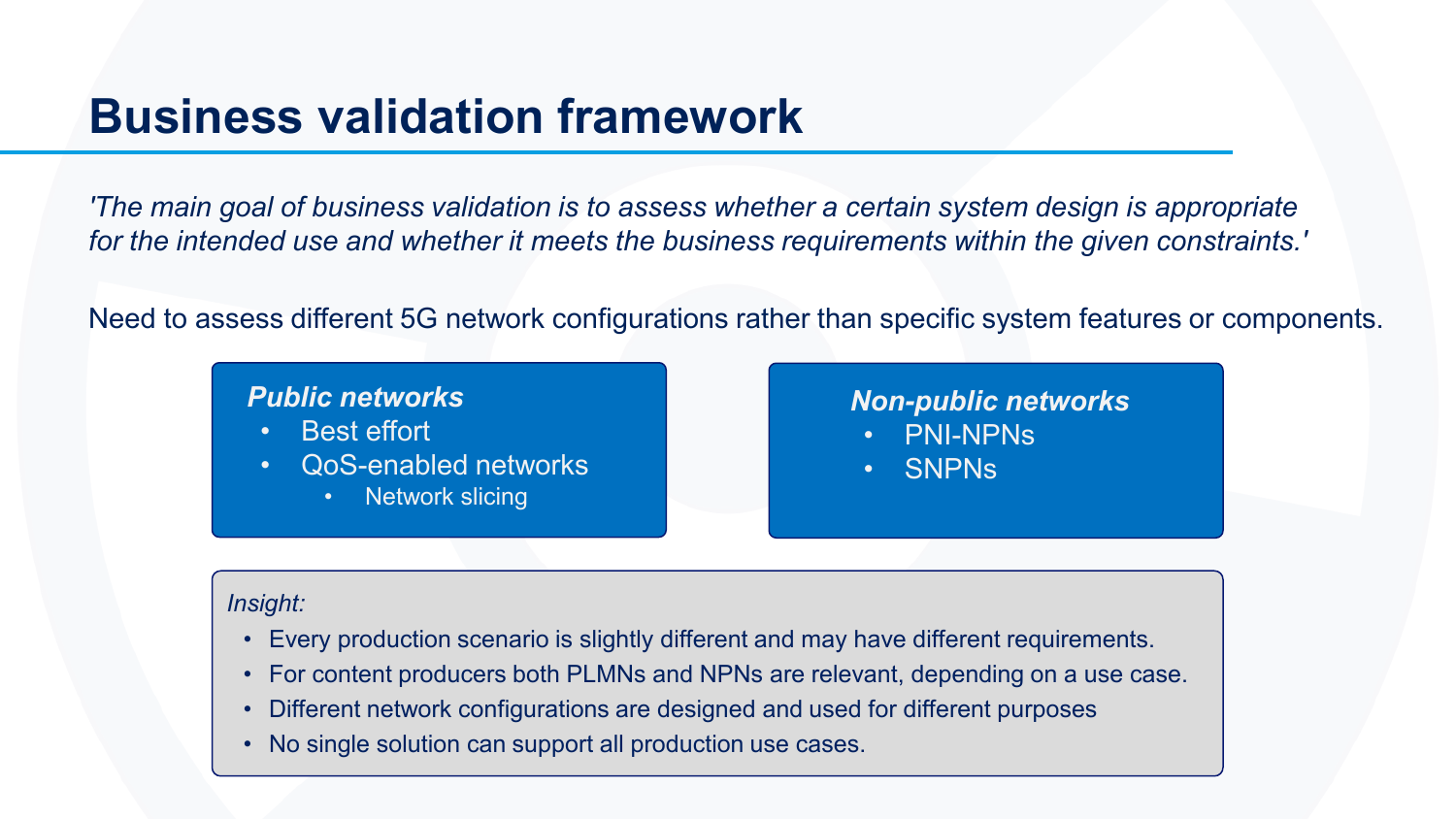# Business validation framework

*'The main goal of business validation is to assess whether a certain system design is appropriate for the intended use and whether it meets the business requirements within the given constraints.'*

Need to assess different 5G network configurations rather than specific system features or components.

***Public networks***

- Best effort
- QoS-enabled networks
  - Network slicing

***Non-public networks***

- PNI-NPNs
- SNPNs

*Insight:*

- Every production scenario is slightly different and may have different requirements.
- For content producers both PLMNs and NPNs are relevant, depending on a use case.
- Different network configurations are designed and used for different purposes
- No single solution can support all production use cases.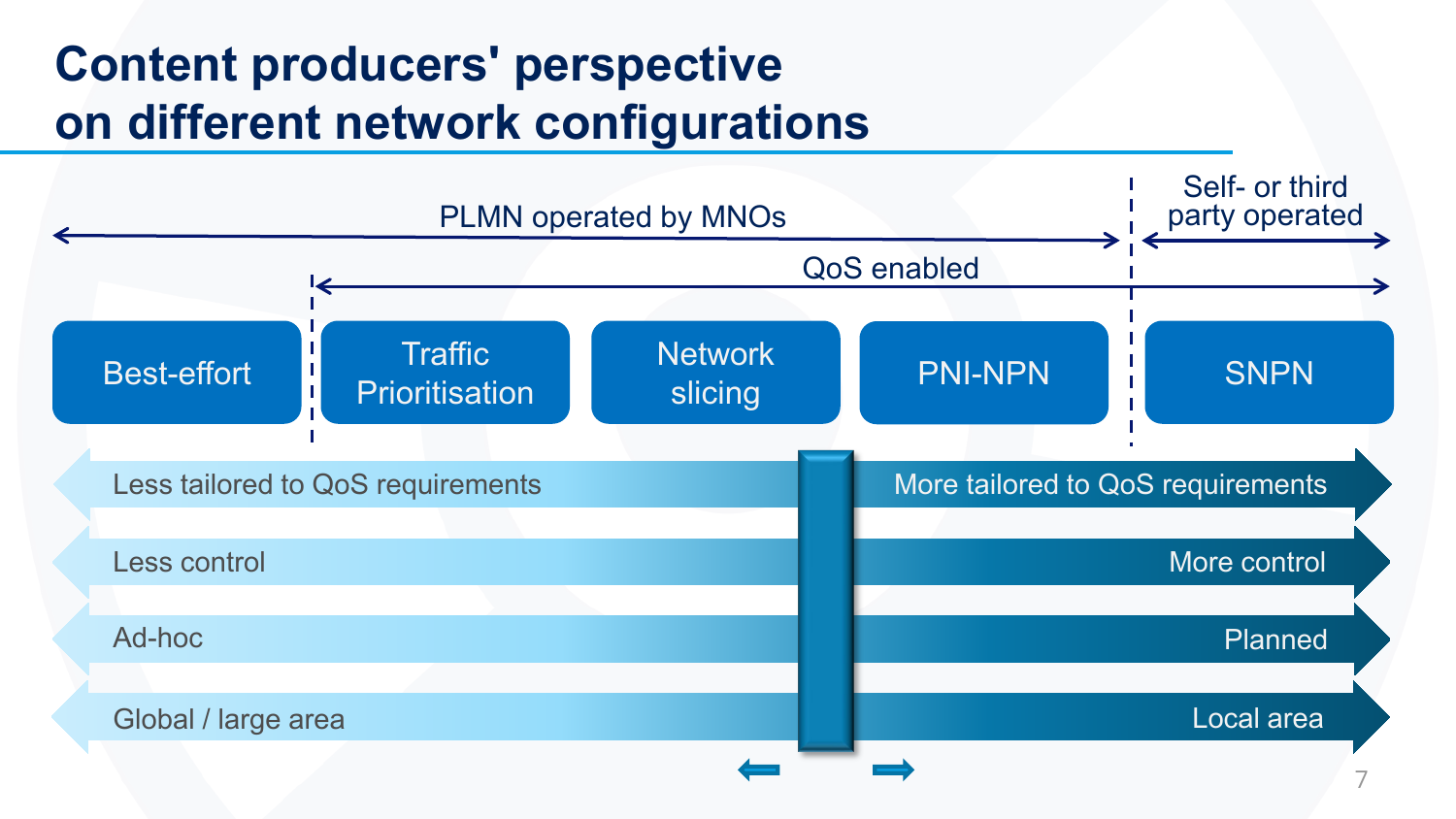# Content producers' perspective on different network configurations

PLMN operated by MNOs | Self- or third party operated

QoS enabled

- Best-effort
- Traffic Prioritisation
- Network slicing
- PNI-NPN
- SNPN

| ← | → |
| --- | --- |
| Less tailored to QoS requirements | More tailored to QoS requirements |
| Less control | More control |
| Ad-hoc | Planned |
| Global / large area | Local area |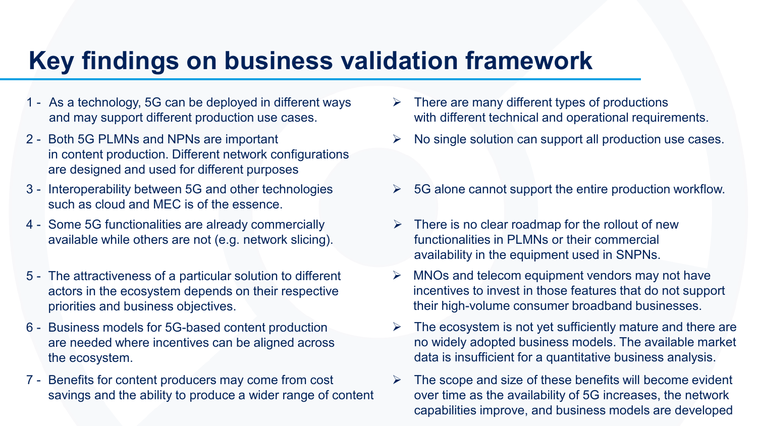# Key findings on business validation framework

1 - As a technology, 5G can be deployed in different ways and may support different production use cases.

- There are many different types of productions with different technical and operational requirements.

2 - Both 5G PLMNs and NPNs are important in content production. Different network configurations are designed and used for different purposes

- No single solution can support all production use cases.

3 - Interoperability between 5G and other technologies such as cloud and MEC is of the essence.

- 5G alone cannot support the entire production workflow.

4 - Some 5G functionalities are already commercially available while others are not (e.g. network slicing).

- There is no clear roadmap for the rollout of new functionalities in PLMNs or their commercial availability in the equipment used in SNPNs.

5 - The attractiveness of a particular solution to different actors in the ecosystem depends on their respective priorities and business objectives.

- MNOs and telecom equipment vendors may not have incentives to invest in those features that do not support their high-volume consumer broadband businesses.

6 - Business models for 5G-based content production are needed where incentives can be aligned across the ecosystem.

- The ecosystem is not yet sufficiently mature and there are no widely adopted business models. The available market data is insufficient for a quantitative business analysis.

7 - Benefits for content producers may come from cost savings and the ability to produce a wider range of content

- The scope and size of these benefits will become evident over time as the availability of 5G increases, the network capabilities improve, and business models are developed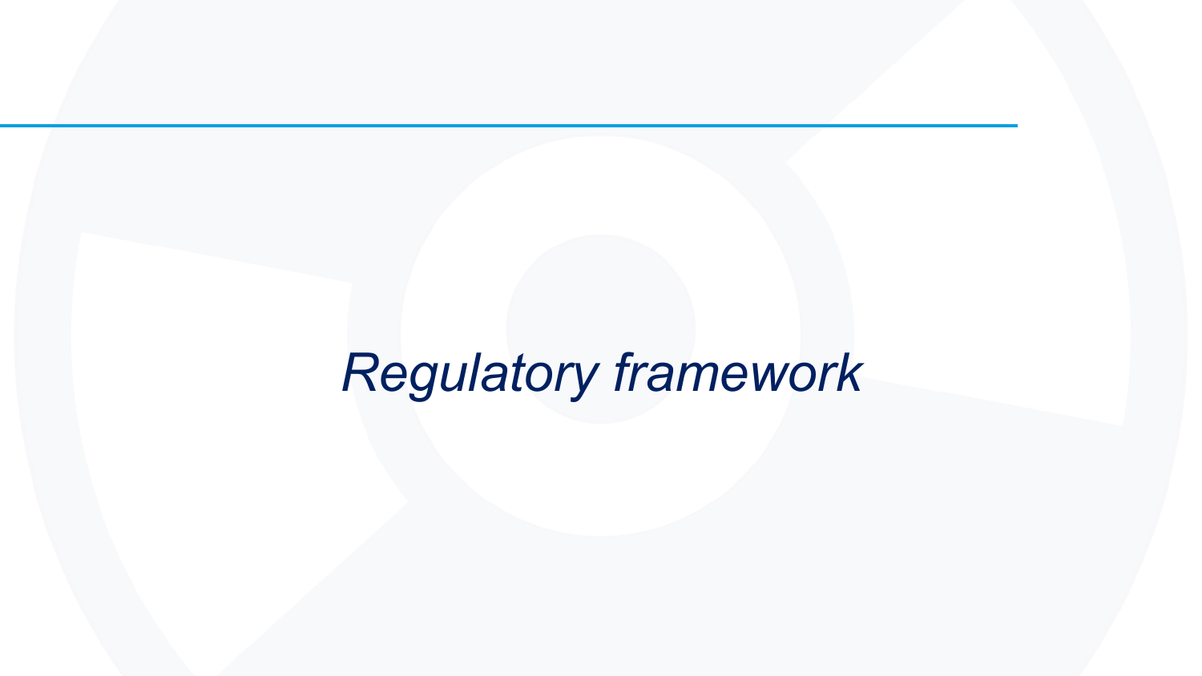# *Regulatory framework*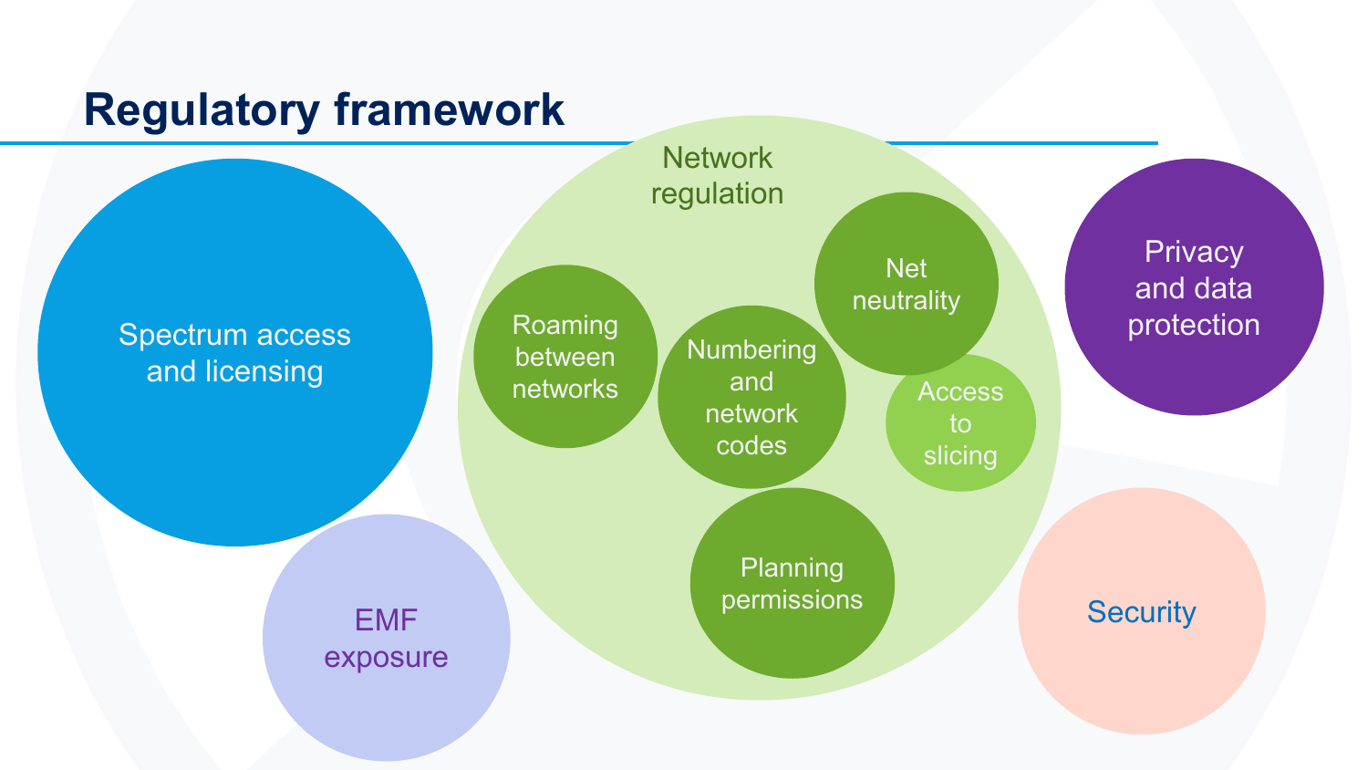# Regulatory framework

- Spectrum access and licensing
- EMF exposure
- Network regulation
  - Roaming between networks
  - Numbering and network codes
  - Net neutrality
  - Access to slicing
  - Planning permissions
- Privacy and data protection
- Security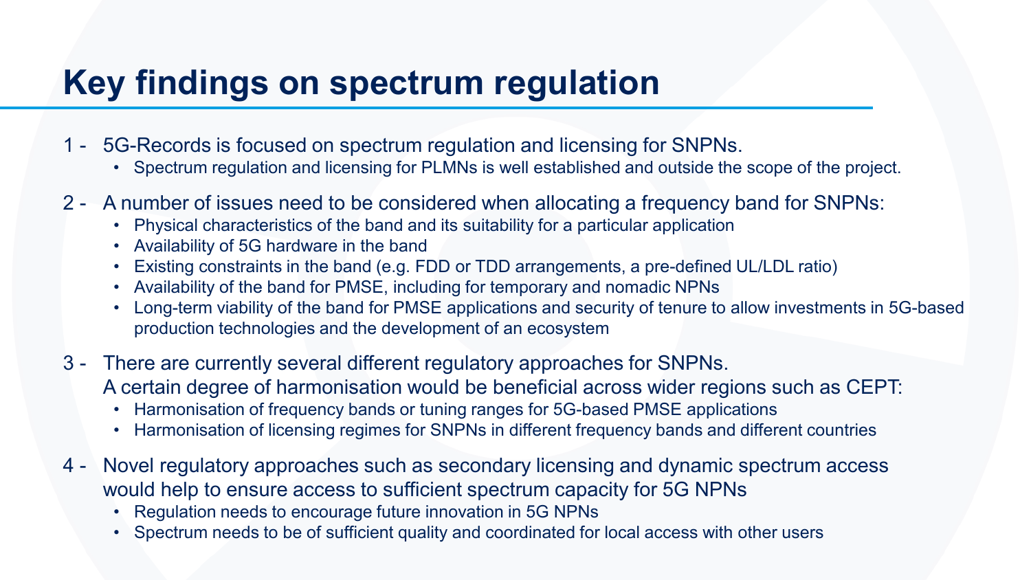# Key findings on spectrum regulation

1 - 5G-Records is focused on spectrum regulation and licensing for SNPNs.

- Spectrum regulation and licensing for PLMNs is well established and outside the scope of the project.

2 - A number of issues need to be considered when allocating a frequency band for SNPNs:

- Physical characteristics of the band and its suitability for a particular application
- Availability of 5G hardware in the band
- Existing constraints in the band (e.g. FDD or TDD arrangements, a pre-defined UL/LDL ratio)
- Availability of the band for PMSE, including for temporary and nomadic NPNs
- Long-term viability of the band for PMSE applications and security of tenure to allow investments in 5G-based production technologies and the development of an ecosystem

3 - There are currently several different regulatory approaches for SNPNs.
A certain degree of harmonisation would be beneficial across wider regions such as CEPT:

- Harmonisation of frequency bands or tuning ranges for 5G-based PMSE applications
- Harmonisation of licensing regimes for SNPNs in different frequency bands and different countries

4 - Novel regulatory approaches such as secondary licensing and dynamic spectrum access would help to ensure access to sufficient spectrum capacity for 5G NPNs

- Regulation needs to encourage future innovation in 5G NPNs
- Spectrum needs to be of sufficient quality and coordinated for local access with other users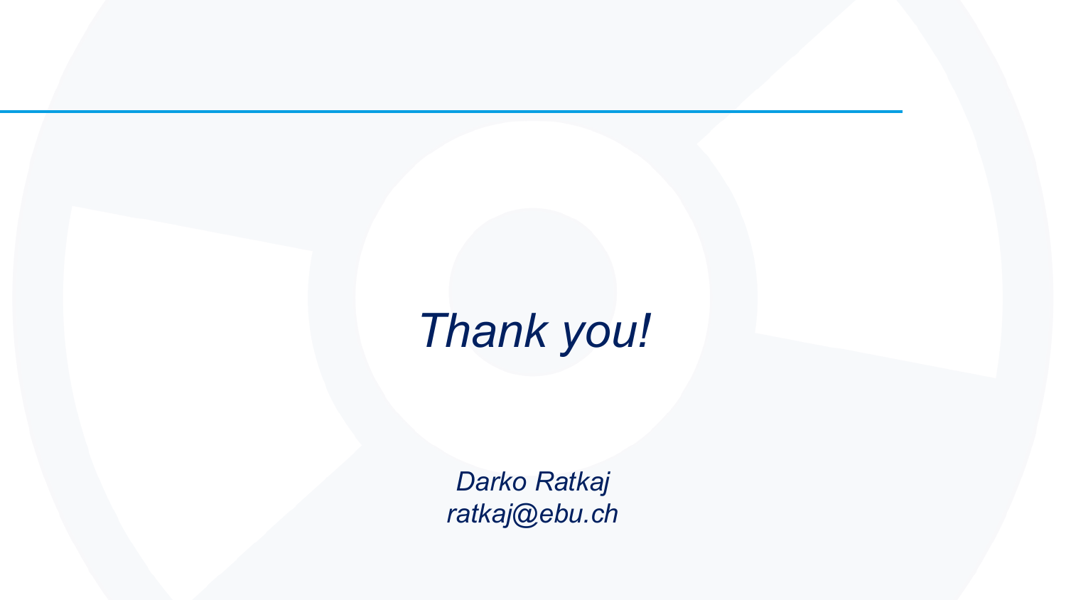*Thank you!*

*Darko Ratkaj*
*ratkaj@ebu.ch*